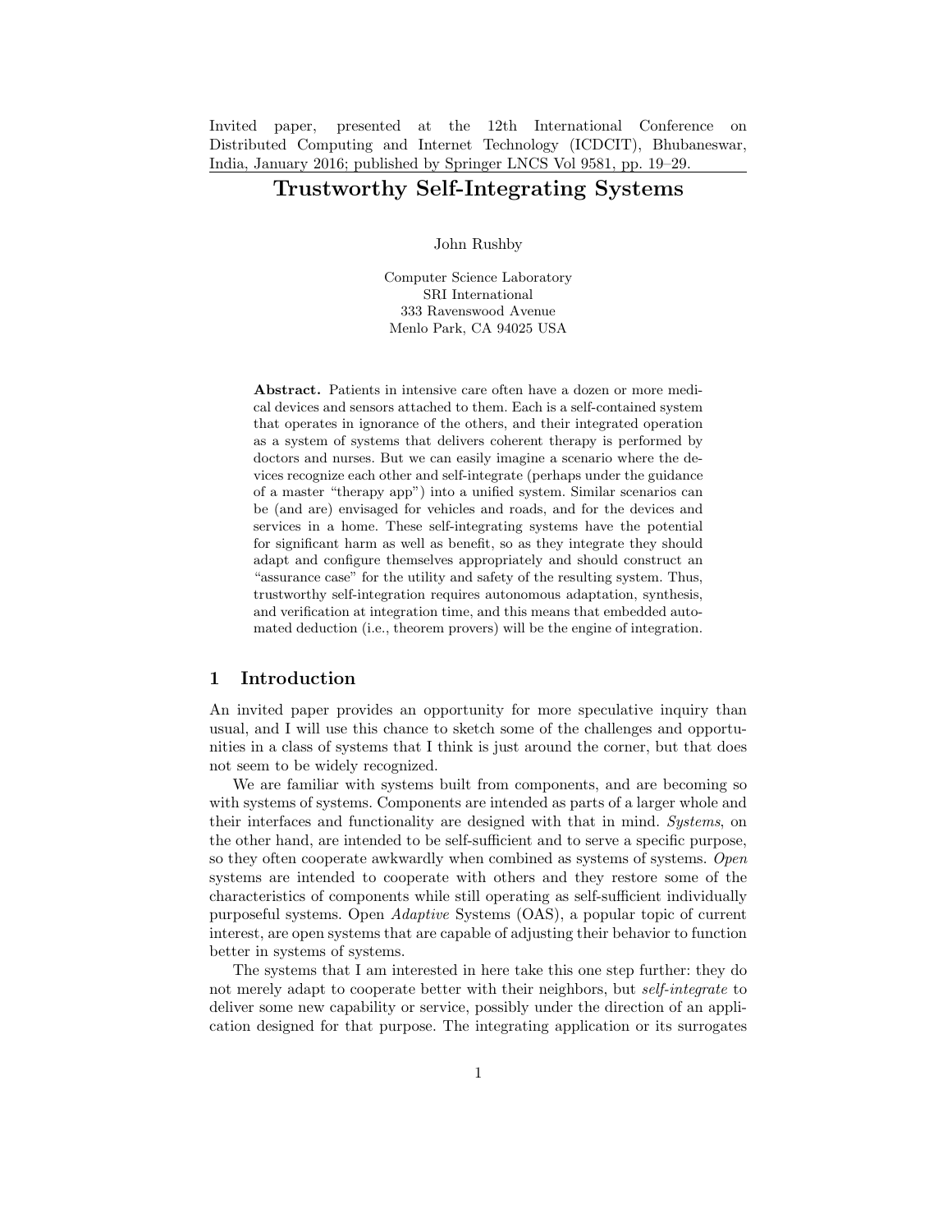Invited paper, presented at the 12th International Conference on Distributed Computing and Internet Technology (ICDCIT), Bhubaneswar, India, January 2016; published by Springer LNCS Vol 9581, pp. 19–29.

# Trustworthy Self-Integrating Systems

John Rushby

Computer Science Laboratory
SRI International
333 Ravenswood Avenue
Menlo Park, CA 94025 USA

**Abstract.** Patients in intensive care often have a dozen or more medical devices and sensors attached to them. Each is a self-contained system that operates in ignorance of the others, and their integrated operation as a system of systems that delivers coherent therapy is performed by doctors and nurses. But we can easily imagine a scenario where the devices recognize each other and self-integrate (perhaps under the guidance of a master "therapy app") into a unified system. Similar scenarios can be (and are) envisaged for vehicles and roads, and for the devices and services in a home. These self-integrating systems have the potential for significant harm as well as benefit, so as they integrate they should adapt and configure themselves appropriately and should construct an "assurance case" for the utility and safety of the resulting system. Thus, trustworthy self-integration requires autonomous adaptation, synthesis, and verification at integration time, and this means that embedded automated deduction (i.e., theorem provers) will be the engine of integration.

## 1 Introduction

An invited paper provides an opportunity for more speculative inquiry than usual, and I will use this chance to sketch some of the challenges and opportunities in a class of systems that I think is just around the corner, but that does not seem to be widely recognized.

We are familiar with systems built from components, and are becoming so with systems of systems. Components are intended as parts of a larger whole and their interfaces and functionality are designed with that in mind. *Systems*, on the other hand, are intended to be self-sufficient and to serve a specific purpose, so they often cooperate awkwardly when combined as systems of systems. *Open* systems are intended to cooperate with others and they restore some of the characteristics of components while still operating as self-sufficient individually purposeful systems. Open *Adaptive* Systems (OAS), a popular topic of current interest, are open systems that are capable of adjusting their behavior to function better in systems of systems.

The systems that I am interested in here take this one step further: they do not merely adapt to cooperate better with their neighbors, but *self-integrate* to deliver some new capability or service, possibly under the direction of an application designed for that purpose. The integrating application or its surrogates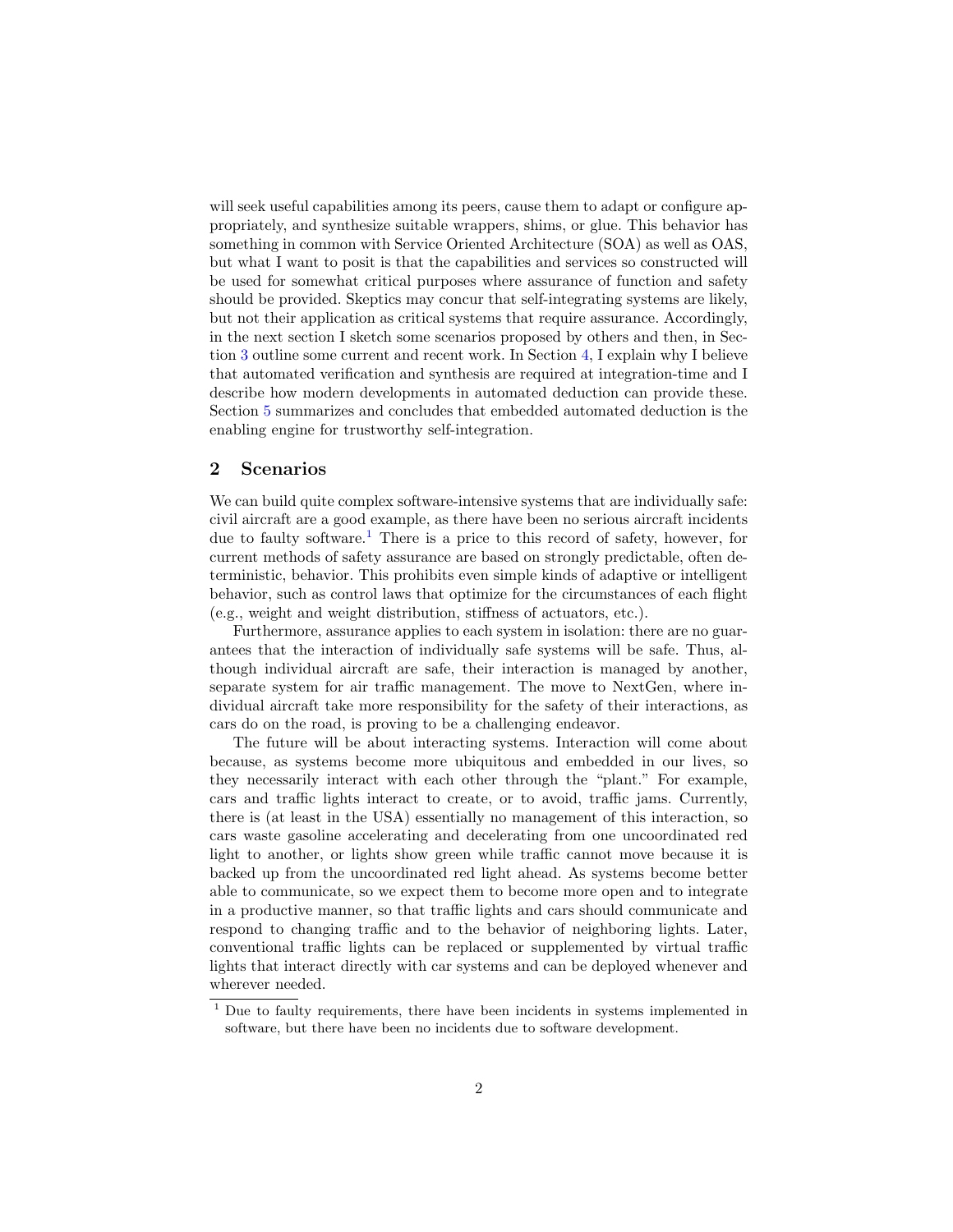will seek useful capabilities among its peers, cause them to adapt or configure appropriately, and synthesize suitable wrappers, shims, or glue. This behavior has something in common with Service Oriented Architecture (SOA) as well as OAS, but what I want to posit is that the capabilities and services so constructed will be used for somewhat critical purposes where assurance of function and safety should be provided. Skeptics may concur that self-integrating systems are likely, but not their application as critical systems that require assurance. Accordingly, in the next section I sketch some scenarios proposed by others and then, in Section 3 outline some current and recent work. In Section 4, I explain why I believe that automated verification and synthesis are required at integration-time and I describe how modern developments in automated deduction can provide these. Section 5 summarizes and concludes that embedded automated deduction is the enabling engine for trustworthy self-integration.

## 2 Scenarios

We can build quite complex software-intensive systems that are individually safe: civil aircraft are a good example, as there have been no serious aircraft incidents due to faulty software.[1] There is a price to this record of safety, however, for current methods of safety assurance are based on strongly predictable, often deterministic, behavior. This prohibits even simple kinds of adaptive or intelligent behavior, such as control laws that optimize for the circumstances of each flight (e.g., weight and weight distribution, stiffness of actuators, etc.).

Furthermore, assurance applies to each system in isolation: there are no guarantees that the interaction of individually safe systems will be safe. Thus, although individual aircraft are safe, their interaction is managed by another, separate system for air traffic management. The move to NextGen, where individual aircraft take more responsibility for the safety of their interactions, as cars do on the road, is proving to be a challenging endeavor.

The future will be about interacting systems. Interaction will come about because, as systems become more ubiquitous and embedded in our lives, so they necessarily interact with each other through the "plant." For example, cars and traffic lights interact to create, or to avoid, traffic jams. Currently, there is (at least in the USA) essentially no management of this interaction, so cars waste gasoline accelerating and decelerating from one uncoordinated red light to another, or lights show green while traffic cannot move because it is backed up from the uncoordinated red light ahead. As systems become better able to communicate, so we expect them to become more open and to integrate in a productive manner, so that traffic lights and cars should communicate and respond to changing traffic and to the behavior of neighboring lights. Later, conventional traffic lights can be replaced or supplemented by virtual traffic lights that interact directly with car systems and can be deployed whenever and wherever needed.

[1] Due to faulty requirements, there have been incidents in systems implemented in software, but there have been no incidents due to software development.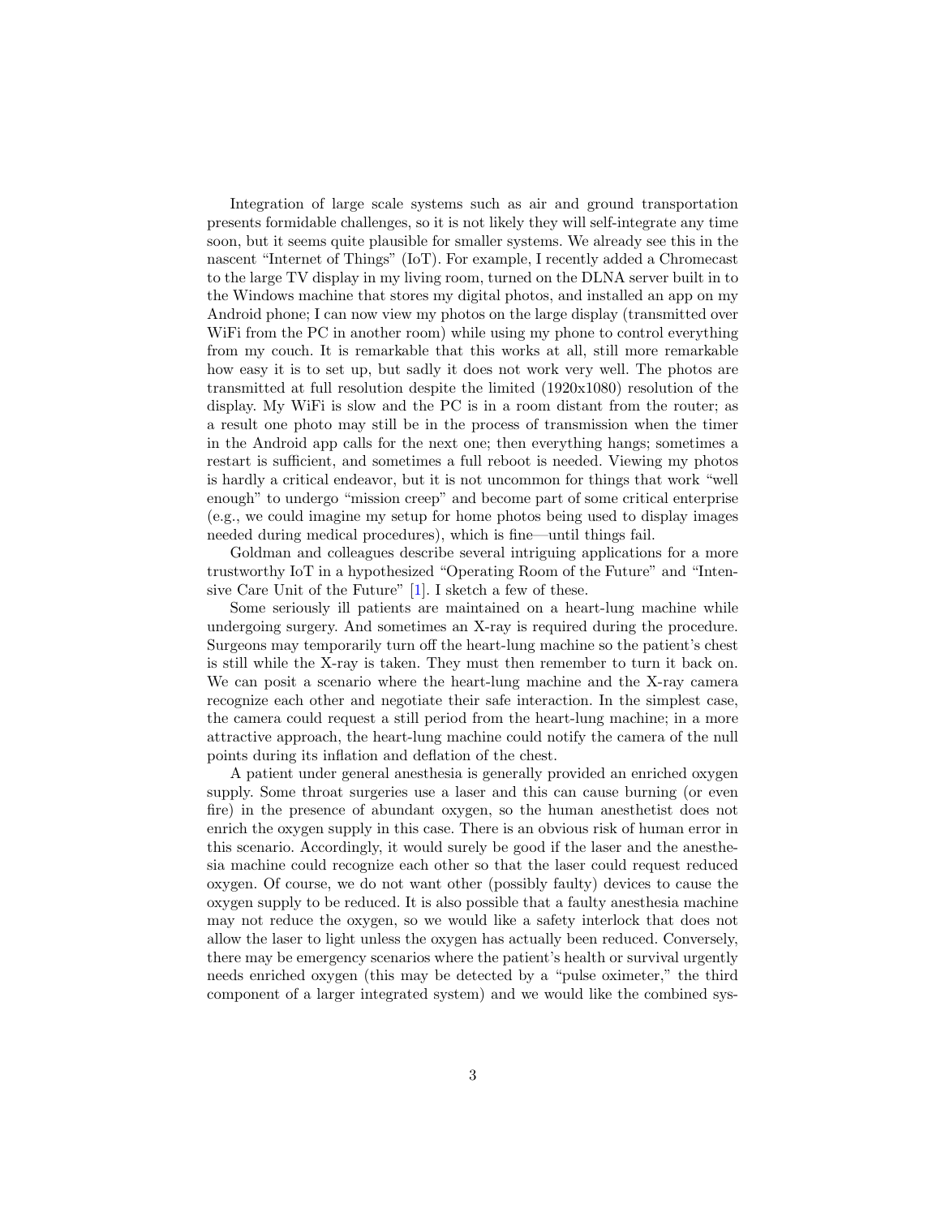Integration of large scale systems such as air and ground transportation presents formidable challenges, so it is not likely they will self-integrate any time soon, but it seems quite plausible for smaller systems. We already see this in the nascent "Internet of Things" (IoT). For example, I recently added a Chromecast to the large TV display in my living room, turned on the DLNA server built in to the Windows machine that stores my digital photos, and installed an app on my Android phone; I can now view my photos on the large display (transmitted over WiFi from the PC in another room) while using my phone to control everything from my couch. It is remarkable that this works at all, still more remarkable how easy it is to set up, but sadly it does not work very well. The photos are transmitted at full resolution despite the limited (1920x1080) resolution of the display. My WiFi is slow and the PC is in a room distant from the router; as a result one photo may still be in the process of transmission when the timer in the Android app calls for the next one; then everything hangs; sometimes a restart is sufficient, and sometimes a full reboot is needed. Viewing my photos is hardly a critical endeavor, but it is not uncommon for things that work "well enough" to undergo "mission creep" and become part of some critical enterprise (e.g., we could imagine my setup for home photos being used to display images needed during medical procedures), which is fine—until things fail.

Goldman and colleagues describe several intriguing applications for a more trustworthy IoT in a hypothesized "Operating Room of the Future" and "Intensive Care Unit of the Future" [1]. I sketch a few of these.

Some seriously ill patients are maintained on a heart-lung machine while undergoing surgery. And sometimes an X-ray is required during the procedure. Surgeons may temporarily turn off the heart-lung machine so the patient's chest is still while the X-ray is taken. They must then remember to turn it back on. We can posit a scenario where the heart-lung machine and the X-ray camera recognize each other and negotiate their safe interaction. In the simplest case, the camera could request a still period from the heart-lung machine; in a more attractive approach, the heart-lung machine could notify the camera of the null points during its inflation and deflation of the chest.

A patient under general anesthesia is generally provided an enriched oxygen supply. Some throat surgeries use a laser and this can cause burning (or even fire) in the presence of abundant oxygen, so the human anesthetist does not enrich the oxygen supply in this case. There is an obvious risk of human error in this scenario. Accordingly, it would surely be good if the laser and the anesthesia machine could recognize each other so that the laser could request reduced oxygen. Of course, we do not want other (possibly faulty) devices to cause the oxygen supply to be reduced. It is also possible that a faulty anesthesia machine may not reduce the oxygen, so we would like a safety interlock that does not allow the laser to light unless the oxygen has actually been reduced. Conversely, there may be emergency scenarios where the patient's health or survival urgently needs enriched oxygen (this may be detected by a "pulse oximeter," the third component of a larger integrated system) and we would like the combined sys-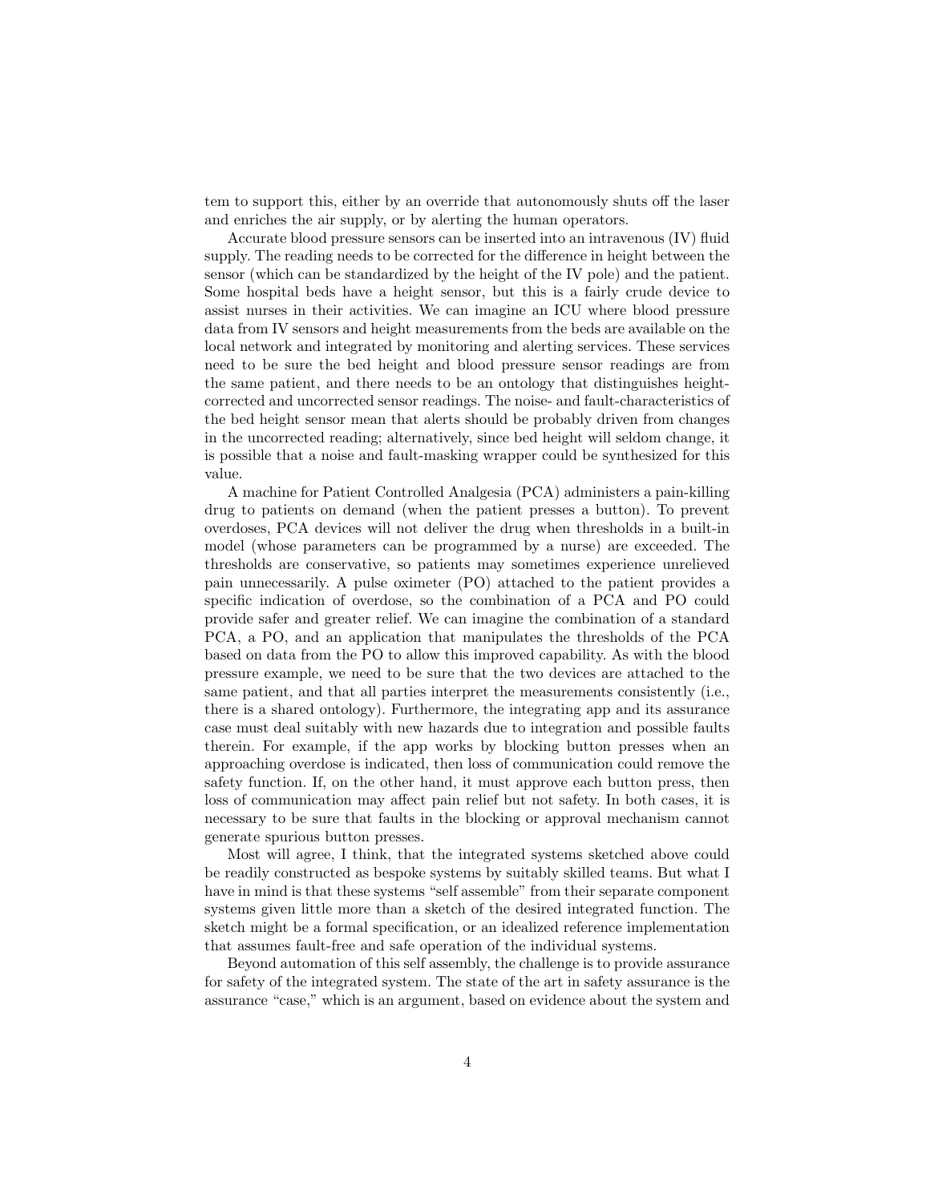tem to support this, either by an override that autonomously shuts off the laser and enriches the air supply, or by alerting the human operators.

Accurate blood pressure sensors can be inserted into an intravenous (IV) fluid supply. The reading needs to be corrected for the difference in height between the sensor (which can be standardized by the height of the IV pole) and the patient. Some hospital beds have a height sensor, but this is a fairly crude device to assist nurses in their activities. We can imagine an ICU where blood pressure data from IV sensors and height measurements from the beds are available on the local network and integrated by monitoring and alerting services. These services need to be sure the bed height and blood pressure sensor readings are from the same patient, and there needs to be an ontology that distinguishes height-corrected and uncorrected sensor readings. The noise- and fault-characteristics of the bed height sensor mean that alerts should be probably driven from changes in the uncorrected reading; alternatively, since bed height will seldom change, it is possible that a noise and fault-masking wrapper could be synthesized for this value.

A machine for Patient Controlled Analgesia (PCA) administers a pain-killing drug to patients on demand (when the patient presses a button). To prevent overdoses, PCA devices will not deliver the drug when thresholds in a built-in model (whose parameters can be programmed by a nurse) are exceeded. The thresholds are conservative, so patients may sometimes experience unrelieved pain unnecessarily. A pulse oximeter (PO) attached to the patient provides a specific indication of overdose, so the combination of a PCA and PO could provide safer and greater relief. We can imagine the combination of a standard PCA, a PO, and an application that manipulates the thresholds of the PCA based on data from the PO to allow this improved capability. As with the blood pressure example, we need to be sure that the two devices are attached to the same patient, and that all parties interpret the measurements consistently (i.e., there is a shared ontology). Furthermore, the integrating app and its assurance case must deal suitably with new hazards due to integration and possible faults therein. For example, if the app works by blocking button presses when an approaching overdose is indicated, then loss of communication could remove the safety function. If, on the other hand, it must approve each button press, then loss of communication may affect pain relief but not safety. In both cases, it is necessary to be sure that faults in the blocking or approval mechanism cannot generate spurious button presses.

Most will agree, I think, that the integrated systems sketched above could be readily constructed as bespoke systems by suitably skilled teams. But what I have in mind is that these systems "self assemble" from their separate component systems given little more than a sketch of the desired integrated function. The sketch might be a formal specification, or an idealized reference implementation that assumes fault-free and safe operation of the individual systems.

Beyond automation of this self assembly, the challenge is to provide assurance for safety of the integrated system. The state of the art in safety assurance is the assurance "case," which is an argument, based on evidence about the system and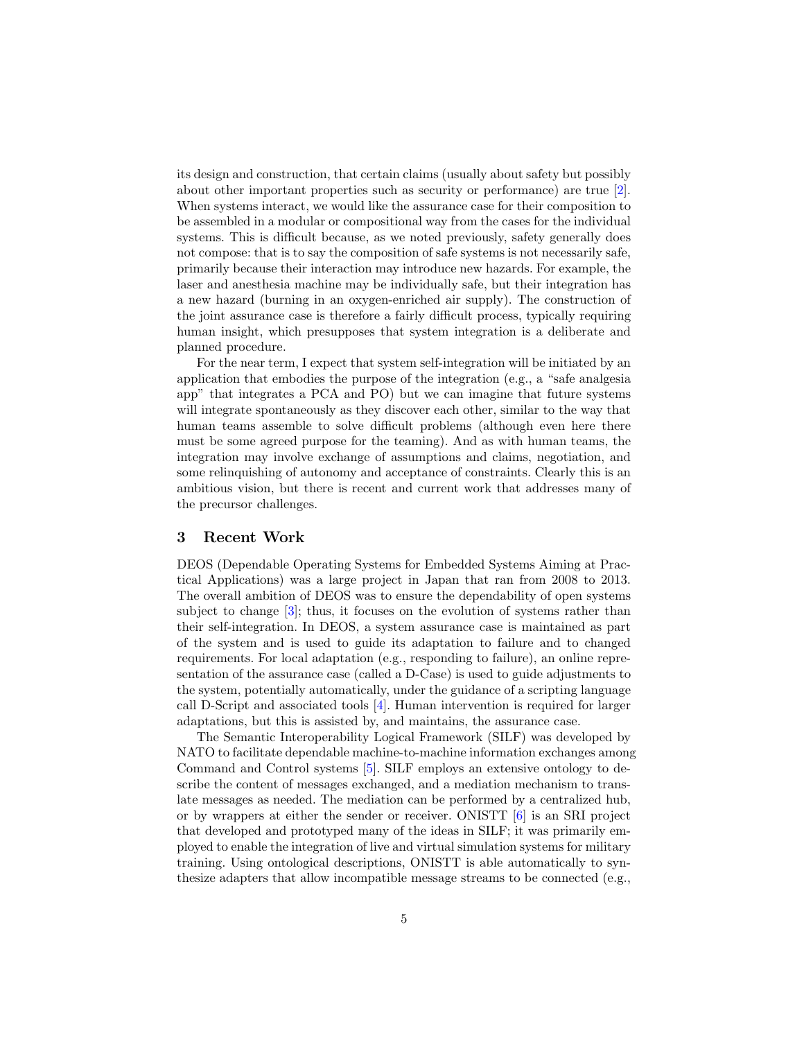its design and construction, that certain claims (usually about safety but possibly about other important properties such as security or performance) are true [2]. When systems interact, we would like the assurance case for their composition to be assembled in a modular or compositional way from the cases for the individual systems. This is difficult because, as we noted previously, safety generally does not compose: that is to say the composition of safe systems is not necessarily safe, primarily because their interaction may introduce new hazards. For example, the laser and anesthesia machine may be individually safe, but their integration has a new hazard (burning in an oxygen-enriched air supply). The construction of the joint assurance case is therefore a fairly difficult process, typically requiring human insight, which presupposes that system integration is a deliberate and planned procedure.

For the near term, I expect that system self-integration will be initiated by an application that embodies the purpose of the integration (e.g., a "safe analgesia app" that integrates a PCA and PO) but we can imagine that future systems will integrate spontaneously as they discover each other, similar to the way that human teams assemble to solve difficult problems (although even here there must be some agreed purpose for the teaming). And as with human teams, the integration may involve exchange of assumptions and claims, negotiation, and some relinquishing of autonomy and acceptance of constraints. Clearly this is an ambitious vision, but there is recent and current work that addresses many of the precursor challenges.

## 3 Recent Work

DEOS (Dependable Operating Systems for Embedded Systems Aiming at Practical Applications) was a large project in Japan that ran from 2008 to 2013. The overall ambition of DEOS was to ensure the dependability of open systems subject to change [3]; thus, it focuses on the evolution of systems rather than their self-integration. In DEOS, a system assurance case is maintained as part of the system and is used to guide its adaptation to failure and to changed requirements. For local adaptation (e.g., responding to failure), an online representation of the assurance case (called a D-Case) is used to guide adjustments to the system, potentially automatically, under the guidance of a scripting language call D-Script and associated tools [4]. Human intervention is required for larger adaptations, but this is assisted by, and maintains, the assurance case.

The Semantic Interoperability Logical Framework (SILF) was developed by NATO to facilitate dependable machine-to-machine information exchanges among Command and Control systems [5]. SILF employs an extensive ontology to describe the content of messages exchanged, and a mediation mechanism to translate messages as needed. The mediation can be performed by a centralized hub, or by wrappers at either the sender or receiver. ONISTT [6] is an SRI project that developed and prototyped many of the ideas in SILF; it was primarily employed to enable the integration of live and virtual simulation systems for military training. Using ontological descriptions, ONISTT is able automatically to synthesize adapters that allow incompatible message streams to be connected (e.g.,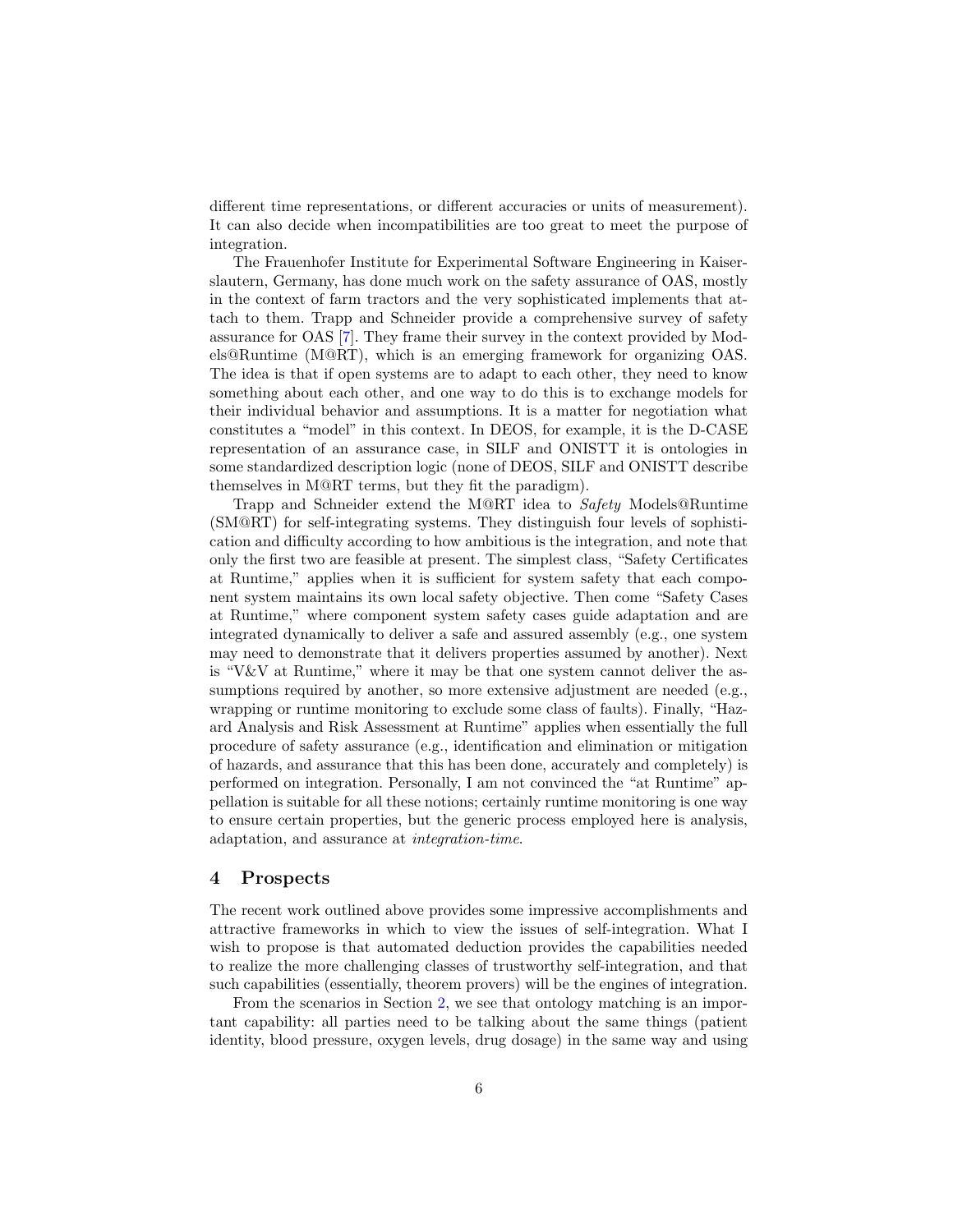different time representations, or different accuracies or units of measurement). It can also decide when incompatibilities are too great to meet the purpose of integration.

The Frauenhofer Institute for Experimental Software Engineering in Kaiserslautern, Germany, has done much work on the safety assurance of OAS, mostly in the context of farm tractors and the very sophisticated implements that attach to them. Trapp and Schneider provide a comprehensive survey of safety assurance for OAS [7]. They frame their survey in the context provided by Models@Runtime (M@RT), which is an emerging framework for organizing OAS. The idea is that if open systems are to adapt to each other, they need to know something about each other, and one way to do this is to exchange models for their individual behavior and assumptions. It is a matter for negotiation what constitutes a "model" in this context. In DEOS, for example, it is the D-CASE representation of an assurance case, in SILF and ONISTT it is ontologies in some standardized description logic (none of DEOS, SILF and ONISTT describe themselves in M@RT terms, but they fit the paradigm).

Trapp and Schneider extend the M@RT idea to *Safety* Models@Runtime (SM@RT) for self-integrating systems. They distinguish four levels of sophistication and difficulty according to how ambitious is the integration, and note that only the first two are feasible at present. The simplest class, "Safety Certificates at Runtime," applies when it is sufficient for system safety that each component system maintains its own local safety objective. Then come "Safety Cases at Runtime," where component system safety cases guide adaptation and are integrated dynamically to deliver a safe and assured assembly (e.g., one system may need to demonstrate that it delivers properties assumed by another). Next is "V&V at Runtime," where it may be that one system cannot deliver the assumptions required by another, so more extensive adjustment are needed (e.g., wrapping or runtime monitoring to exclude some class of faults). Finally, "Hazard Analysis and Risk Assessment at Runtime" applies when essentially the full procedure of safety assurance (e.g., identification and elimination or mitigation of hazards, and assurance that this has been done, accurately and completely) is performed on integration. Personally, I am not convinced the "at Runtime" appellation is suitable for all these notions; certainly runtime monitoring is one way to ensure certain properties, but the generic process employed here is analysis, adaptation, and assurance at *integration-time*.

## 4 Prospects

The recent work outlined above provides some impressive accomplishments and attractive frameworks in which to view the issues of self-integration. What I wish to propose is that automated deduction provides the capabilities needed to realize the more challenging classes of trustworthy self-integration, and that such capabilities (essentially, theorem provers) will be the engines of integration.

From the scenarios in Section 2, we see that ontology matching is an important capability: all parties need to be talking about the same things (patient identity, blood pressure, oxygen levels, drug dosage) in the same way and using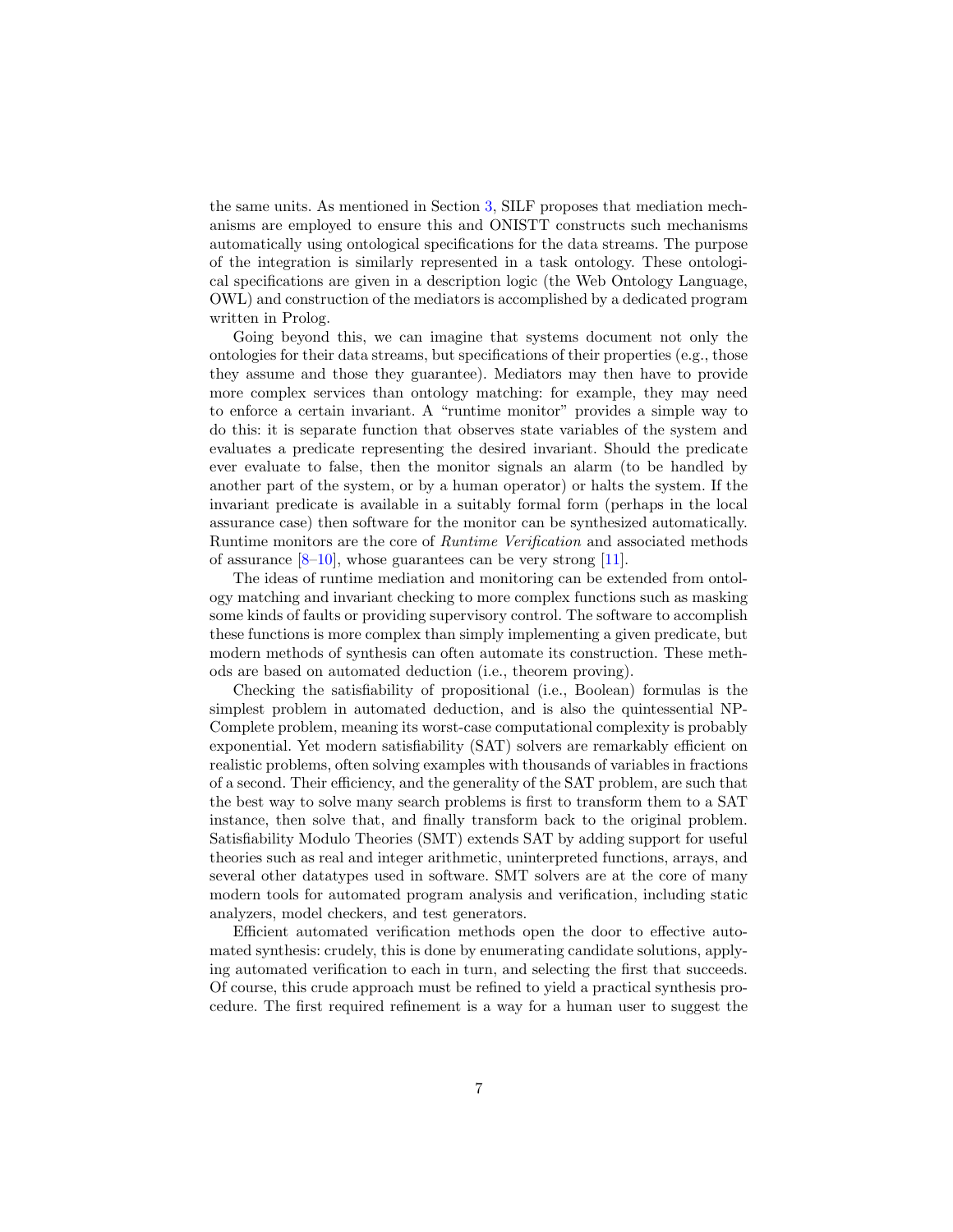the same units. As mentioned in Section 3, SILF proposes that mediation mechanisms are employed to ensure this and ONISTT constructs such mechanisms automatically using ontological specifications for the data streams. The purpose of the integration is similarly represented in a task ontology. These ontological specifications are given in a description logic (the Web Ontology Language, OWL) and construction of the mediators is accomplished by a dedicated program written in Prolog.

Going beyond this, we can imagine that systems document not only the ontologies for their data streams, but specifications of their properties (e.g., those they assume and those they guarantee). Mediators may then have to provide more complex services than ontology matching: for example, they may need to enforce a certain invariant. A "runtime monitor" provides a simple way to do this: it is separate function that observes state variables of the system and evaluates a predicate representing the desired invariant. Should the predicate ever evaluate to false, then the monitor signals an alarm (to be handled by another part of the system, or by a human operator) or halts the system. If the invariant predicate is available in a suitably formal form (perhaps in the local assurance case) then software for the monitor can be synthesized automatically. Runtime monitors are the core of *Runtime Verification* and associated methods of assurance [8–10], whose guarantees can be very strong [11].

The ideas of runtime mediation and monitoring can be extended from ontology matching and invariant checking to more complex functions such as masking some kinds of faults or providing supervisory control. The software to accomplish these functions is more complex than simply implementing a given predicate, but modern methods of synthesis can often automate its construction. These methods are based on automated deduction (i.e., theorem proving).

Checking the satisfiability of propositional (i.e., Boolean) formulas is the simplest problem in automated deduction, and is also the quintessential NP-Complete problem, meaning its worst-case computational complexity is probably exponential. Yet modern satisfiability (SAT) solvers are remarkably efficient on realistic problems, often solving examples with thousands of variables in fractions of a second. Their efficiency, and the generality of the SAT problem, are such that the best way to solve many search problems is first to transform them to a SAT instance, then solve that, and finally transform back to the original problem. Satisfiability Modulo Theories (SMT) extends SAT by adding support for useful theories such as real and integer arithmetic, uninterpreted functions, arrays, and several other datatypes used in software. SMT solvers are at the core of many modern tools for automated program analysis and verification, including static analyzers, model checkers, and test generators.

Efficient automated verification methods open the door to effective automated synthesis: crudely, this is done by enumerating candidate solutions, applying automated verification to each in turn, and selecting the first that succeeds. Of course, this crude approach must be refined to yield a practical synthesis procedure. The first required refinement is a way for a human user to suggest the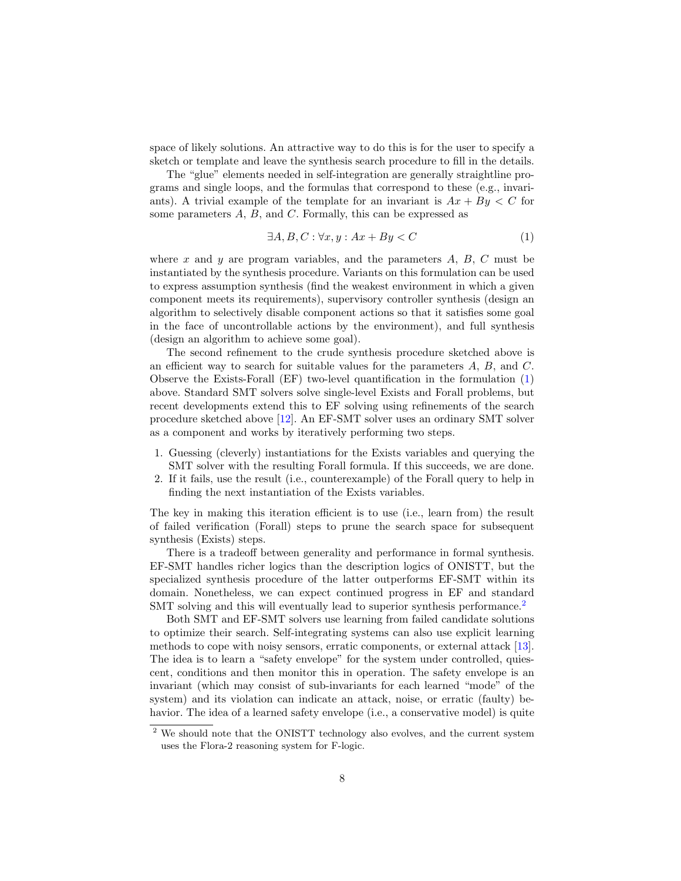space of likely solutions. An attractive way to do this is for the user to specify a sketch or template and leave the synthesis search procedure to fill in the details.

The "glue" elements needed in self-integration are generally straightline programs and single loops, and the formulas that correspond to these (e.g., invariants). A trivial example of the template for an invariant is $Ax + By < C$ for some parameters $A$, $B$, and $C$. Formally, this can be expressed as

$$\exists A, B, C : \forall x, y : Ax + By < C \tag{1}$$

where $x$ and $y$ are program variables, and the parameters $A$, $B$, $C$ must be instantiated by the synthesis procedure. Variants on this formulation can be used to express assumption synthesis (find the weakest environment in which a given component meets its requirements), supervisory controller synthesis (design an algorithm to selectively disable component actions so that it satisfies some goal in the face of uncontrollable actions by the environment), and full synthesis (design an algorithm to achieve some goal).

The second refinement to the crude synthesis procedure sketched above is an efficient way to search for suitable values for the parameters $A$, $B$, and $C$. Observe the Exists-Forall (EF) two-level quantification in the formulation (1) above. Standard SMT solvers solve single-level Exists and Forall problems, but recent developments extend this to EF solving using refinements of the search procedure sketched above [12]. An EF-SMT solver uses an ordinary SMT solver as a component and works by iteratively performing two steps.

1. Guessing (cleverly) instantiations for the Exists variables and querying the SMT solver with the resulting Forall formula. If this succeeds, we are done.
2. If it fails, use the result (i.e., counterexample) of the Forall query to help in finding the next instantiation of the Exists variables.

The key in making this iteration efficient is to use (i.e., learn from) the result of failed verification (Forall) steps to prune the search space for subsequent synthesis (Exists) steps.

There is a tradeoff between generality and performance in formal synthesis. EF-SMT handles richer logics than the description logics of ONISTT, but the specialized synthesis procedure of the latter outperforms EF-SMT within its domain. Nonetheless, we can expect continued progress in EF and standard SMT solving and this will eventually lead to superior synthesis performance.[2]

Both SMT and EF-SMT solvers use learning from failed candidate solutions to optimize their search. Self-integrating systems can also use explicit learning methods to cope with noisy sensors, erratic components, or external attack [13]. The idea is to learn a "safety envelope" for the system under controlled, quiescent, conditions and then monitor this in operation. The safety envelope is an invariant (which may consist of sub-invariants for each learned "mode" of the system) and its violation can indicate an attack, noise, or erratic (faulty) behavior. The idea of a learned safety envelope (i.e., a conservative model) is quite

[2] We should note that the ONISTT technology also evolves, and the current system uses the Flora-2 reasoning system for F-logic.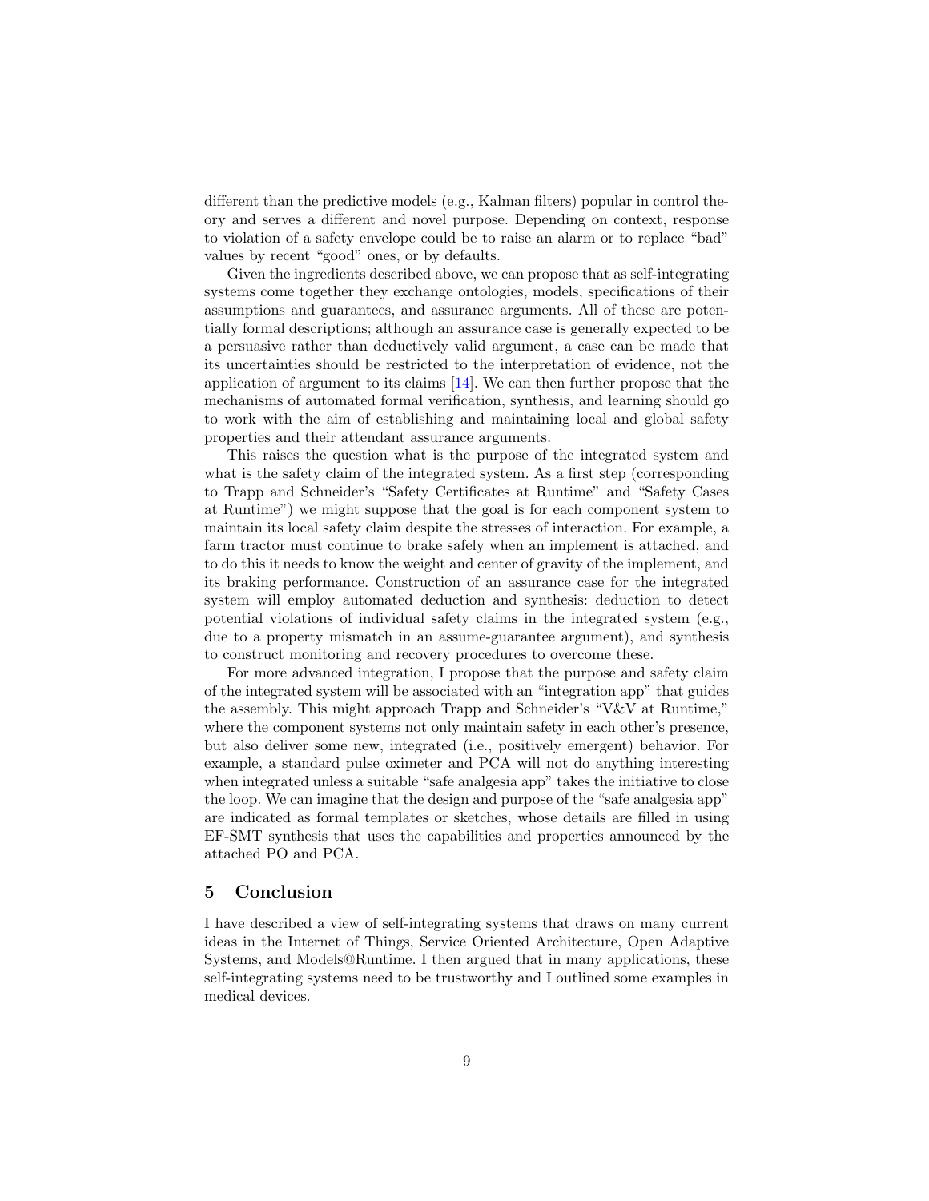different than the predictive models (e.g., Kalman filters) popular in control theory and serves a different and novel purpose. Depending on context, response to violation of a safety envelope could be to raise an alarm or to replace "bad" values by recent "good" ones, or by defaults.

Given the ingredients described above, we can propose that as self-integrating systems come together they exchange ontologies, models, specifications of their assumptions and guarantees, and assurance arguments. All of these are potentially formal descriptions; although an assurance case is generally expected to be a persuasive rather than deductively valid argument, a case can be made that its uncertainties should be restricted to the interpretation of evidence, not the application of argument to its claims [14]. We can then further propose that the mechanisms of automated formal verification, synthesis, and learning should go to work with the aim of establishing and maintaining local and global safety properties and their attendant assurance arguments.

This raises the question what is the purpose of the integrated system and what is the safety claim of the integrated system. As a first step (corresponding to Trapp and Schneider's "Safety Certificates at Runtime" and "Safety Cases at Runtime") we might suppose that the goal is for each component system to maintain its local safety claim despite the stresses of interaction. For example, a farm tractor must continue to brake safely when an implement is attached, and to do this it needs to know the weight and center of gravity of the implement, and its braking performance. Construction of an assurance case for the integrated system will employ automated deduction and synthesis: deduction to detect potential violations of individual safety claims in the integrated system (e.g., due to a property mismatch in an assume-guarantee argument), and synthesis to construct monitoring and recovery procedures to overcome these.

For more advanced integration, I propose that the purpose and safety claim of the integrated system will be associated with an "integration app" that guides the assembly. This might approach Trapp and Schneider's "V&V at Runtime," where the component systems not only maintain safety in each other's presence, but also deliver some new, integrated (i.e., positively emergent) behavior. For example, a standard pulse oximeter and PCA will not do anything interesting when integrated unless a suitable "safe analgesia app" takes the initiative to close the loop. We can imagine that the design and purpose of the "safe analgesia app" are indicated as formal templates or sketches, whose details are filled in using EF-SMT synthesis that uses the capabilities and properties announced by the attached PO and PCA.

## 5 Conclusion

I have described a view of self-integrating systems that draws on many current ideas in the Internet of Things, Service Oriented Architecture, Open Adaptive Systems, and Models@Runtime. I then argued that in many applications, these self-integrating systems need to be trustworthy and I outlined some examples in medical devices.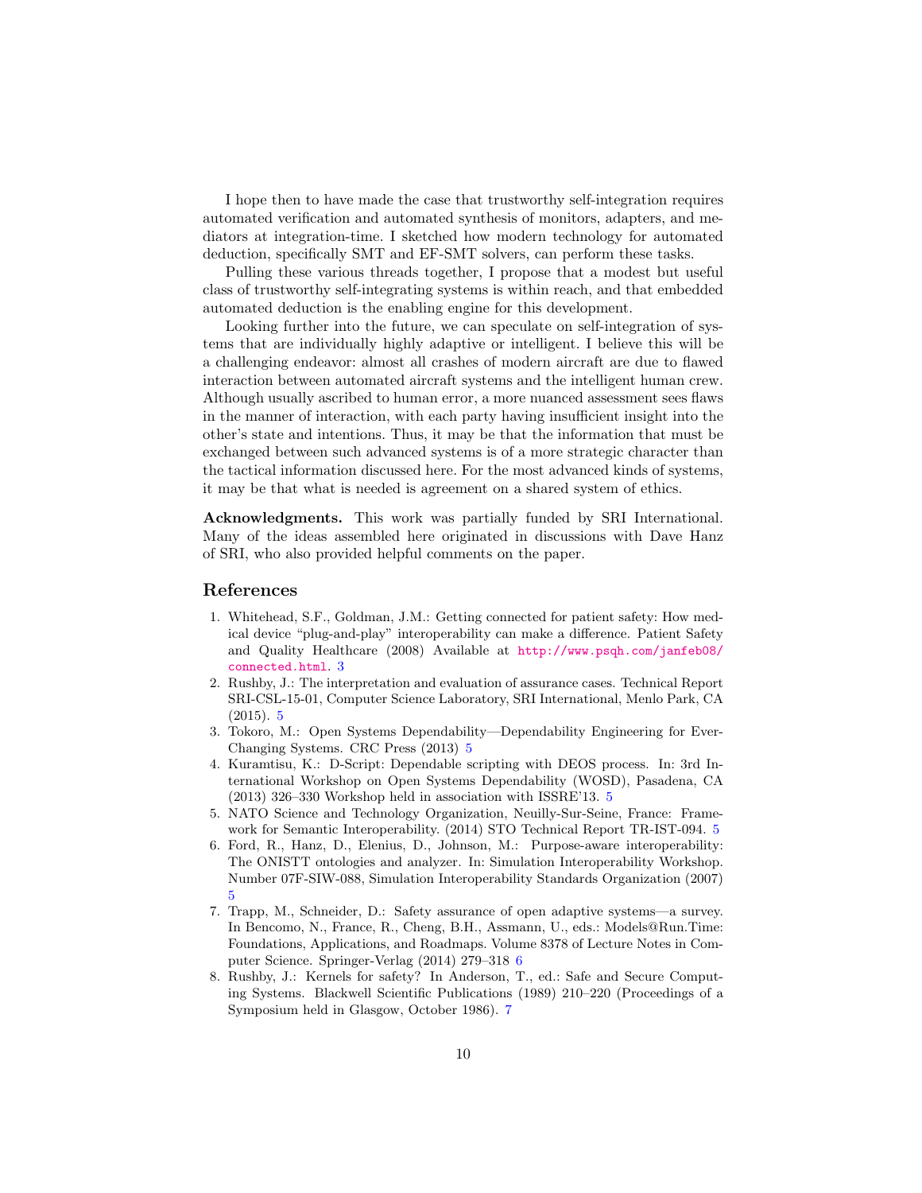I hope then to have made the case that trustworthy self-integration requires automated verification and automated synthesis of monitors, adapters, and mediators at integration-time. I sketched how modern technology for automated deduction, specifically SMT and EF-SMT solvers, can perform these tasks.

Pulling these various threads together, I propose that a modest but useful class of trustworthy self-integrating systems is within reach, and that embedded automated deduction is the enabling engine for this development.

Looking further into the future, we can speculate on self-integration of systems that are individually highly adaptive or intelligent. I believe this will be a challenging endeavor: almost all crashes of modern aircraft are due to flawed interaction between automated aircraft systems and the intelligent human crew. Although usually ascribed to human error, a more nuanced assessment sees flaws in the manner of interaction, with each party having insufficient insight into the other's state and intentions. Thus, it may be that the information that must be exchanged between such advanced systems is of a more strategic character than the tactical information discussed here. For the most advanced kinds of systems, it may be that what is needed is agreement on a shared system of ethics.

**Acknowledgments.** This work was partially funded by SRI International. Many of the ideas assembled here originated in discussions with Dave Hanz of SRI, who also provided helpful comments on the paper.

## References

1. Whitehead, S.F., Goldman, J.M.: Getting connected for patient safety: How medical device "plug-and-play" interoperability can make a difference. Patient Safety and Quality Healthcare (2008) Available at http://www.psqh.com/janfeb08/connected.html. 3
2. Rushby, J.: The interpretation and evaluation of assurance cases. Technical Report SRI-CSL-15-01, Computer Science Laboratory, SRI International, Menlo Park, CA (2015). 5
3. Tokoro, M.: Open Systems Dependability—Dependability Engineering for Ever-Changing Systems. CRC Press (2013) 5
4. Kuramtisu, K.: D-Script: Dependable scripting with DEOS process. In: 3rd International Workshop on Open Systems Dependability (WOSD), Pasadena, CA (2013) 326–330 Workshop held in association with ISSRE'13. 5
5. NATO Science and Technology Organization, Neuilly-Sur-Seine, France: Framework for Semantic Interoperability. (2014) STO Technical Report TR-IST-094. 5
6. Ford, R., Hanz, D., Elenius, D., Johnson, M.: Purpose-aware interoperability: The ONISTT ontologies and analyzer. In: Simulation Interoperability Workshop. Number 07F-SIW-088, Simulation Interoperability Standards Organization (2007) 5
7. Trapp, M., Schneider, D.: Safety assurance of open adaptive systems—a survey. In Bencomo, N., France, R., Cheng, B.H., Assmann, U., eds.: Models@Run.Time: Foundations, Applications, and Roadmaps. Volume 8378 of Lecture Notes in Computer Science. Springer-Verlag (2014) 279–318 6
8. Rushby, J.: Kernels for safety? In Anderson, T., ed.: Safe and Secure Computing Systems. Blackwell Scientific Publications (1989) 210–220 (Proceedings of a Symposium held in Glasgow, October 1986). 7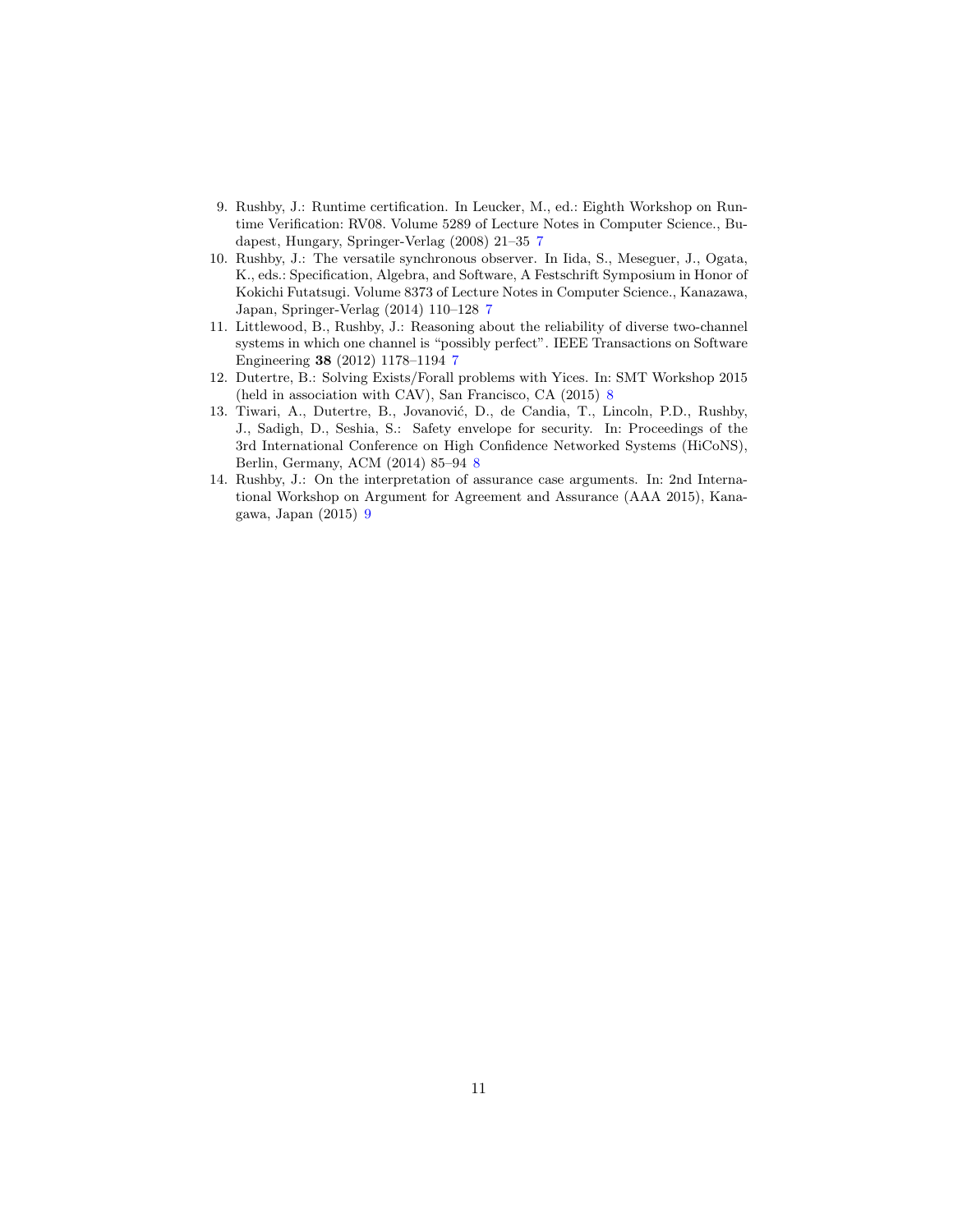9. Rushby, J.: Runtime certification. In Leucker, M., ed.: Eighth Workshop on Runtime Verification: RV08. Volume 5289 of Lecture Notes in Computer Science., Budapest, Hungary, Springer-Verlag (2008) 21–35 7
10. Rushby, J.: The versatile synchronous observer. In Iida, S., Meseguer, J., Ogata, K., eds.: Specification, Algebra, and Software, A Festschrift Symposium in Honor of Kokichi Futatsugi. Volume 8373 of Lecture Notes in Computer Science., Kanazawa, Japan, Springer-Verlag (2014) 110–128 7
11. Littlewood, B., Rushby, J.: Reasoning about the reliability of diverse two-channel systems in which one channel is "possibly perfect". IEEE Transactions on Software Engineering **38** (2012) 1178–1194 7
12. Dutertre, B.: Solving Exists/Forall problems with Yices. In: SMT Workshop 2015 (held in association with CAV), San Francisco, CA (2015) 8
13. Tiwari, A., Dutertre, B., Jovanović, D., de Candia, T., Lincoln, P.D., Rushby, J., Sadigh, D., Seshia, S.: Safety envelope for security. In: Proceedings of the 3rd International Conference on High Confidence Networked Systems (HiCoNS), Berlin, Germany, ACM (2014) 85–94 8
14. Rushby, J.: On the interpretation of assurance case arguments. In: 2nd International Workshop on Argument for Agreement and Assurance (AAA 2015), Kanagawa, Japan (2015) 9